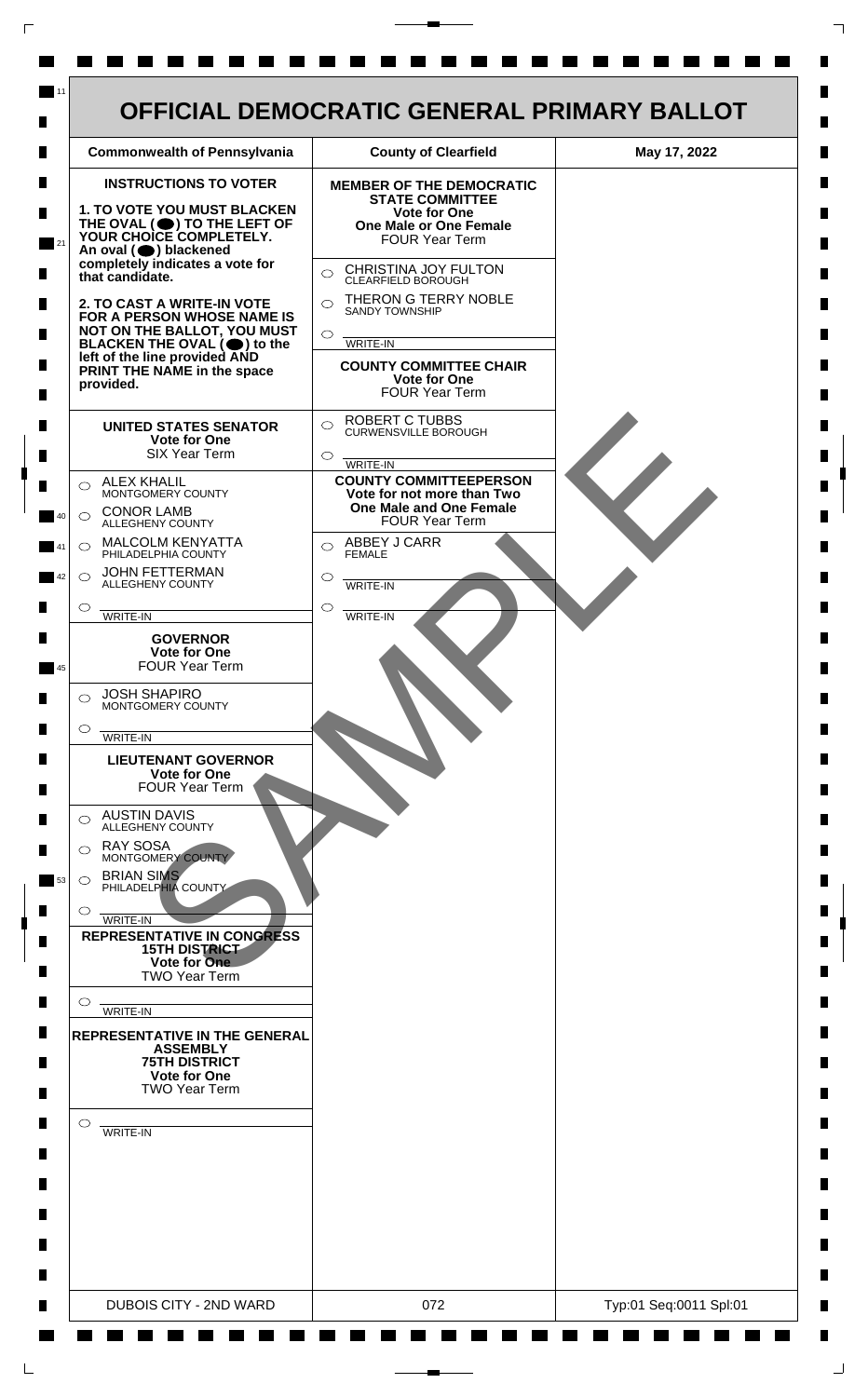# OFFICIAL DEMOCRATIC GENERAL PRIMARY BALLOT

| Commonwealth of Pennsylvania | County of Clearfield | May 17, 2022 |
|---|---|---|

## INSTRUCTIONS TO VOTER

**1. TO VOTE YOU MUST BLACKEN THE OVAL (●) TO THE LEFT OF YOUR CHOICE COMPLETELY.** An oval (●) blackened completely indicates a vote for that candidate.

**2. TO CAST A WRITE-IN VOTE FOR A PERSON WHOSE NAME IS NOT ON THE BALLOT, YOU MUST BLACKEN THE OVAL (●) to the left of the line provided AND PRINT THE NAME in the space provided.**

### UNITED STATES SENATOR
**Vote for One**
SIX Year Term

- ○ ALEX KHALIL — MONTGOMERY COUNTY
- ○ CONOR LAMB — ALLEGHENY COUNTY
- ○ MALCOLM KENYATTA — PHILADELPHIA COUNTY
- ○ JOHN FETTERMAN — ALLEGHENY COUNTY
- ○ ______ WRITE-IN

### GOVERNOR
**Vote for One**
FOUR Year Term

- ○ JOSH SHAPIRO — MONTGOMERY COUNTY
- ○ ______ WRITE-IN

### LIEUTENANT GOVERNOR
**Vote for One**
FOUR Year Term

- ○ AUSTIN DAVIS — ALLEGHENY COUNTY
- ○ RAY SOSA — MONTGOMERY COUNTY
- ○ BRIAN SIMS — PHILADELPHIA COUNTY
- ○ ______ WRITE-IN

### REPRESENTATIVE IN CONGRESS
**15TH DISTRICT**
**Vote for One**
TWO Year Term

- ○ ______ WRITE-IN

### REPRESENTATIVE IN THE GENERAL ASSEMBLY
**75TH DISTRICT**
**Vote for One**
TWO Year Term

- ○ ______ WRITE-IN

### MEMBER OF THE DEMOCRATIC STATE COMMITTEE
**Vote for One**
**One Male or One Female**
FOUR Year Term

- ○ CHRISTINA JOY FULTON — CLEARFIELD BOROUGH
- ○ THERON G TERRY NOBLE — SANDY TOWNSHIP
- ○ ______ WRITE-IN

### COUNTY COMMITTEE CHAIR
**Vote for One**
FOUR Year Term

- ○ ROBERT C TUBBS — CURWENSVILLE BOROUGH
- ○ ______ WRITE-IN

### COUNTY COMMITTEEPERSON
**Vote for not more than Two**
**One Male and One Female**
FOUR Year Term

- ○ ABBEY J CARR — FEMALE
- ○ ______ WRITE-IN
- ○ ______ WRITE-IN

SAMPLE

| DUBOIS CITY - 2ND WARD | 072 | Typ:01 Seq:0011 Spl:01 |
|---|---|---|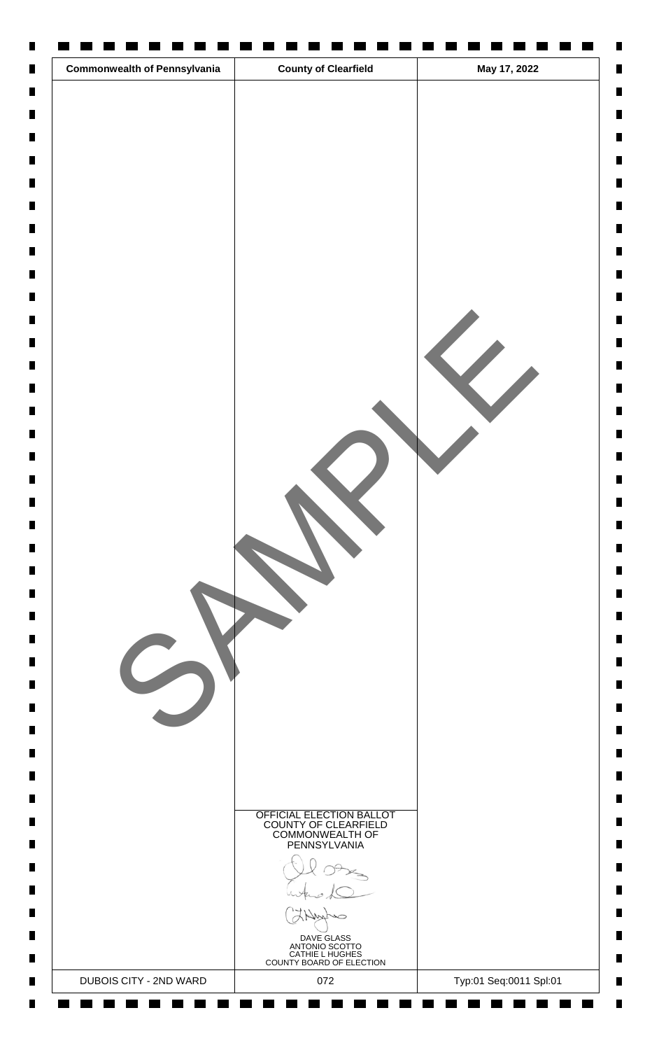| Commonwealth of Pennsylvania | County of Clearfield | May 17, 2022 |
| --- | --- | --- |

SAMPLE

OFFICIAL ELECTION BALLOT
COUNTY OF CLEARFIELD
COMMONWEALTH OF
PENNSYLVANIA

DAVE GLASS
ANTONIO SCOTTO
CATHIE L HUGHES
COUNTY BOARD OF ELECTION

| | | |
| --- | --- | --- |
| DUBOIS CITY - 2ND WARD | 072 | Typ:01 Seq:0011 Spl:01 |